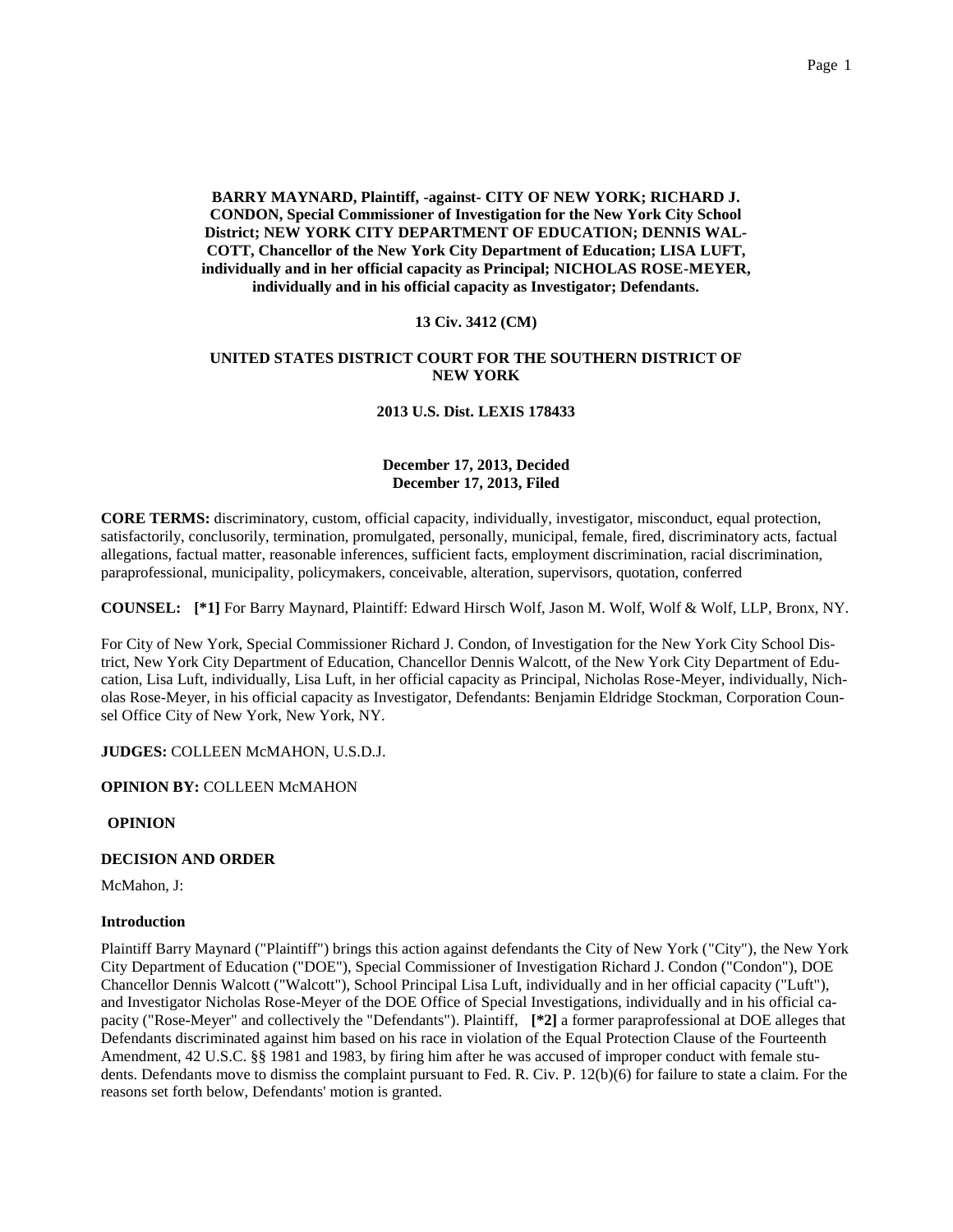**BARRY MAYNARD, Plaintiff, -against- CITY OF NEW YORK; RICHARD J. CONDON, Special Commissioner of Investigation for the New York City School District; NEW YORK CITY DEPARTMENT OF EDUCATION; DENNIS WALCOTT, Chancellor of the New York City Department of Education; LISA LUFT, individually and in her official capacity as Principal; NICHOLAS ROSE-MEYER, individually and in his official capacity as Investigator; Defendants.**

**13 Civ. 3412 (CM)**

**UNITED STATES DISTRICT COURT FOR THE SOUTHERN DISTRICT OF NEW YORK**

**2013 U.S. Dist. LEXIS 178433**

**December 17, 2013, Decided**
**December 17, 2013, Filed**

**CORE TERMS:** discriminatory, custom, official capacity, individually, investigator, misconduct, equal protection, satisfactorily, conclusorily, termination, promulgated, personally, municipal, female, fired, discriminatory acts, factual allegations, factual matter, reasonable inferences, sufficient facts, employment discrimination, racial discrimination, paraprofessional, municipality, policymakers, conceivable, alteration, supervisors, quotation, conferred

**COUNSEL:** **[*1]** For Barry Maynard, Plaintiff: Edward Hirsch Wolf, Jason M. Wolf, Wolf & Wolf, LLP, Bronx, NY.

For City of New York, Special Commissioner Richard J. Condon, of Investigation for the New York City School District, New York City Department of Education, Chancellor Dennis Walcott, of the New York City Department of Education, Lisa Luft, individually, Lisa Luft, in her official capacity as Principal, Nicholas Rose-Meyer, individually, Nicholas Rose-Meyer, in his official capacity as Investigator, Defendants: Benjamin Eldridge Stockman, Corporation Counsel Office City of New York, New York, NY.

**JUDGES:** COLLEEN McMAHON, U.S.D.J.

**OPINION BY:** COLLEEN McMAHON

**OPINION**

**DECISION AND ORDER**

McMahon, J:

**Introduction**

Plaintiff Barry Maynard ("Plaintiff") brings this action against defendants the City of New York ("City"), the New York City Department of Education ("DOE"), Special Commissioner of Investigation Richard J. Condon ("Condon"), DOE Chancellor Dennis Walcott ("Walcott"), School Principal Lisa Luft, individually and in her official capacity ("Luft"), and Investigator Nicholas Rose-Meyer of the DOE Office of Special Investigations, individually and in his official capacity ("Rose-Meyer" and collectively the "Defendants"). Plaintiff, **[*2]** a former paraprofessional at DOE alleges that Defendants discriminated against him based on his race in violation of the Equal Protection Clause of the Fourteenth Amendment, 42 U.S.C. §§ 1981 and 1983, by firing him after he was accused of improper conduct with female students. Defendants move to dismiss the complaint pursuant to Fed. R. Civ. P. 12(b)(6) for failure to state a claim. For the reasons set forth below, Defendants' motion is granted.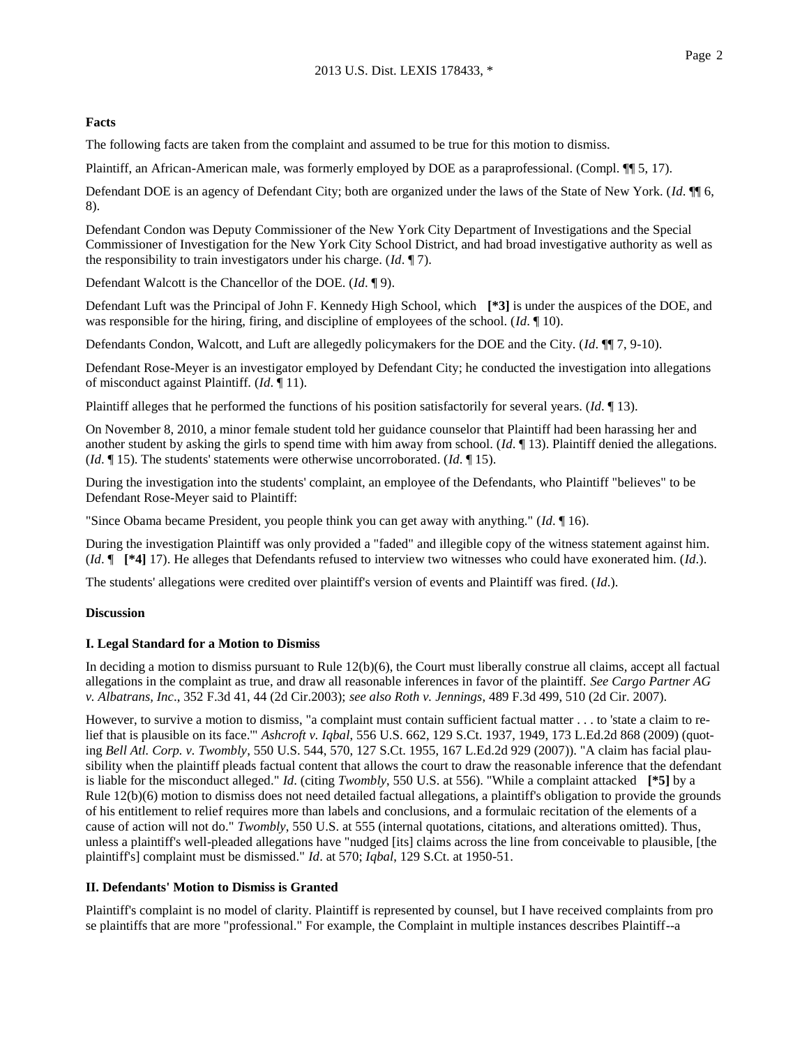**Facts**

The following facts are taken from the complaint and assumed to be true for this motion to dismiss.

Plaintiff, an African-American male, was formerly employed by DOE as a paraprofessional. (Compl. ¶¶ 5, 17).

Defendant DOE is an agency of Defendant City; both are organized under the laws of the State of New York. (*Id*. ¶¶ 6, 8).

Defendant Condon was Deputy Commissioner of the New York City Department of Investigations and the Special Commissioner of Investigation for the New York City School District, and had broad investigative authority as well as the responsibility to train investigators under his charge. (*Id*. ¶ 7).

Defendant Walcott is the Chancellor of the DOE. (*Id*. ¶ 9).

Defendant Luft was the Principal of John F. Kennedy High School, which **[\*3]** is under the auspices of the DOE, and was responsible for the hiring, firing, and discipline of employees of the school. (*Id*. ¶ 10).

Defendants Condon, Walcott, and Luft are allegedly policymakers for the DOE and the City. (*Id*. ¶¶ 7, 9-10).

Defendant Rose-Meyer is an investigator employed by Defendant City; he conducted the investigation into allegations of misconduct against Plaintiff. (*Id*. ¶ 11).

Plaintiff alleges that he performed the functions of his position satisfactorily for several years. (*Id*. ¶ 13).

On November 8, 2010, a minor female student told her guidance counselor that Plaintiff had been harassing her and another student by asking the girls to spend time with him away from school. (*Id*. ¶ 13). Plaintiff denied the allegations. (*Id*. ¶ 15). The students' statements were otherwise uncorroborated. (*Id*. ¶ 15).

During the investigation into the students' complaint, an employee of the Defendants, who Plaintiff "believes" to be Defendant Rose-Meyer said to Plaintiff:

"Since Obama became President, you people think you can get away with anything." (*Id*. ¶ 16).

During the investigation Plaintiff was only provided a "faded" and illegible copy of the witness statement against him. (*Id*. ¶ **[\*4]** 17). He alleges that Defendants refused to interview two witnesses who could have exonerated him. (*Id*.).

The students' allegations were credited over plaintiff's version of events and Plaintiff was fired. (*Id*.).

**Discussion**

**I. Legal Standard for a Motion to Dismiss**

In deciding a motion to dismiss pursuant to Rule 12(b)(6), the Court must liberally construe all claims, accept all factual allegations in the complaint as true, and draw all reasonable inferences in favor of the plaintiff. *See Cargo Partner AG v. Albatrans, Inc*., 352 F.3d 41, 44 (2d Cir.2003); *see also Roth v. Jennings*, 489 F.3d 499, 510 (2d Cir. 2007).

However, to survive a motion to dismiss, "a complaint must contain sufficient factual matter . . . to 'state a claim to relief that is plausible on its face.'" *Ashcroft v. Iqbal*, 556 U.S. 662, 129 S.Ct. 1937, 1949, 173 L.Ed.2d 868 (2009) (quoting *Bell Atl. Corp. v. Twombly*, 550 U.S. 544, 570, 127 S.Ct. 1955, 167 L.Ed.2d 929 (2007)). "A claim has facial plausibility when the plaintiff pleads factual content that allows the court to draw the reasonable inference that the defendant is liable for the misconduct alleged." *Id*. (citing *Twombly*, 550 U.S. at 556). "While a complaint attacked **[\*5]** by a Rule 12(b)(6) motion to dismiss does not need detailed factual allegations, a plaintiff's obligation to provide the grounds of his entitlement to relief requires more than labels and conclusions, and a formulaic recitation of the elements of a cause of action will not do." *Twombly*, 550 U.S. at 555 (internal quotations, citations, and alterations omitted). Thus, unless a plaintiff's well-pleaded allegations have "nudged [its] claims across the line from conceivable to plausible, [the plaintiff's] complaint must be dismissed." *Id*. at 570; *Iqbal*, 129 S.Ct. at 1950-51.

**II. Defendants' Motion to Dismiss is Granted**

Plaintiff's complaint is no model of clarity. Plaintiff is represented by counsel, but I have received complaints from pro se plaintiffs that are more "professional." For example, the Complaint in multiple instances describes Plaintiff--a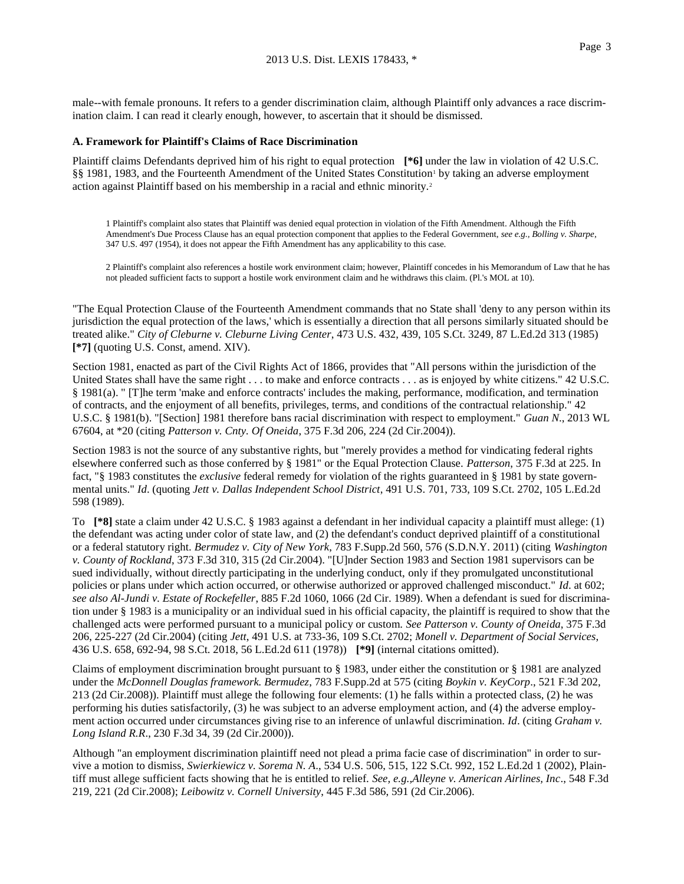male--with female pronouns. It refers to a gender discrimination claim, although Plaintiff only advances a race discrimination claim. I can read it clearly enough, however, to ascertain that it should be dismissed.

### A. Framework for Plaintiff's Claims of Race Discrimination

Plaintiff claims Defendants deprived him of his right to equal protection **[*6]** under the law in violation of 42 U.S.C. §§ 1981, 1983, and the Fourteenth Amendment of the United States Constitution[1] by taking an adverse employment action against Plaintiff based on his membership in a racial and ethnic minority.[2]

1 Plaintiff's complaint also states that Plaintiff was denied equal protection in violation of the Fifth Amendment. Although the Fifth Amendment's Due Process Clause has an equal protection component that applies to the Federal Government, *see e.g., Bolling v. Sharpe*, 347 U.S. 497 (1954), it does not appear the Fifth Amendment has any applicability to this case.

2 Plaintiff's complaint also references a hostile work environment claim; however, Plaintiff concedes in his Memorandum of Law that he has not pleaded sufficient facts to support a hostile work environment claim and he withdraws this claim. (Pl.'s MOL at 10).

"The Equal Protection Clause of the Fourteenth Amendment commands that no State shall 'deny to any person within its jurisdiction the equal protection of the laws,' which is essentially a direction that all persons similarly situated should be treated alike." *City of Cleburne v. Cleburne Living Center*, 473 U.S. 432, 439, 105 S.Ct. 3249, 87 L.Ed.2d 313 (1985) **[*7]** (quoting U.S. Const, amend. XIV).

Section 1981, enacted as part of the Civil Rights Act of 1866, provides that "All persons within the jurisdiction of the United States shall have the same right . . . to make and enforce contracts . . . as is enjoyed by white citizens." 42 U.S.C. § 1981(a). " [T]he term 'make and enforce contracts' includes the making, performance, modification, and termination of contracts, and the enjoyment of all benefits, privileges, terms, and conditions of the contractual relationship." 42 U.S.C. § 1981(b). "[Section] 1981 therefore bans racial discrimination with respect to employment." *Guan N.*, 2013 WL 67604, at *20 (citing *Patterson v. Cnty. Of Oneida*, 375 F.3d 206, 224 (2d Cir.2004)).

Section 1983 is not the source of any substantive rights, but "merely provides a method for vindicating federal rights elsewhere conferred such as those conferred by § 1981" or the Equal Protection Clause. *Patterson*, 375 F.3d at 225. In fact, "§ 1983 constitutes the *exclusive* federal remedy for violation of the rights guaranteed in § 1981 by state governmental units." *Id*. (quoting *Jett v. Dallas Independent School District*, 491 U.S. 701, 733, 109 S.Ct. 2702, 105 L.Ed.2d 598 (1989).

To **[*8]** state a claim under 42 U.S.C. § 1983 against a defendant in her individual capacity a plaintiff must allege: (1) the defendant was acting under color of state law, and (2) the defendant's conduct deprived plaintiff of a constitutional or a federal statutory right. *Bermudez v. City of New York*, 783 F.Supp.2d 560, 576 (S.D.N.Y. 2011) (citing *Washington v. County of Rockland*, 373 F.3d 310, 315 (2d Cir.2004). "[U]nder Section 1983 and Section 1981 supervisors can be sued individually, without directly participating in the underlying conduct, only if they promulgated unconstitutional policies or plans under which action occurred, or otherwise authorized or approved challenged misconduct." *Id*. at 602; *see also Al-Jundi v. Estate of Rockefeller*, 885 F.2d 1060, 1066 (2d Cir. 1989). When a defendant is sued for discrimination under § 1983 is a municipality or an individual sued in his official capacity, the plaintiff is required to show that the challenged acts were performed pursuant to a municipal policy or custom. *See Patterson v. County of Oneida*, 375 F.3d 206, 225-227 (2d Cir.2004) (citing *Jett*, 491 U.S. at 733-36, 109 S.Ct. 2702; *Monell v. Department of Social Services*, 436 U.S. 658, 692-94, 98 S.Ct. 2018, 56 L.Ed.2d 611 (1978)) **[*9]** (internal citations omitted).

Claims of employment discrimination brought pursuant to § 1983, under either the constitution or § 1981 are analyzed under the *McDonnell Douglas framework. Bermudez*, 783 F.Supp.2d at 575 (citing *Boykin v. KeyCorp*., 521 F.3d 202, 213 (2d Cir.2008)). Plaintiff must allege the following four elements: (1) he falls within a protected class, (2) he was performing his duties satisfactorily, (3) he was subject to an adverse employment action, and (4) the adverse employment action occurred under circumstances giving rise to an inference of unlawful discrimination. *Id*. (citing *Graham v. Long Island R.R*., 230 F.3d 34, 39 (2d Cir.2000)).

Although "an employment discrimination plaintiff need not plead a prima facie case of discrimination" in order to survive a motion to dismiss, *Swierkiewicz v. Sorema N. A*., 534 U.S. 506, 515, 122 S.Ct. 992, 152 L.Ed.2d 1 (2002), Plaintiff must allege sufficient facts showing that he is entitled to relief. *See, e.g.,Alleyne v. American Airlines, Inc*., 548 F.3d 219, 221 (2d Cir.2008); *Leibowitz v. Cornell University*, 445 F.3d 586, 591 (2d Cir.2006).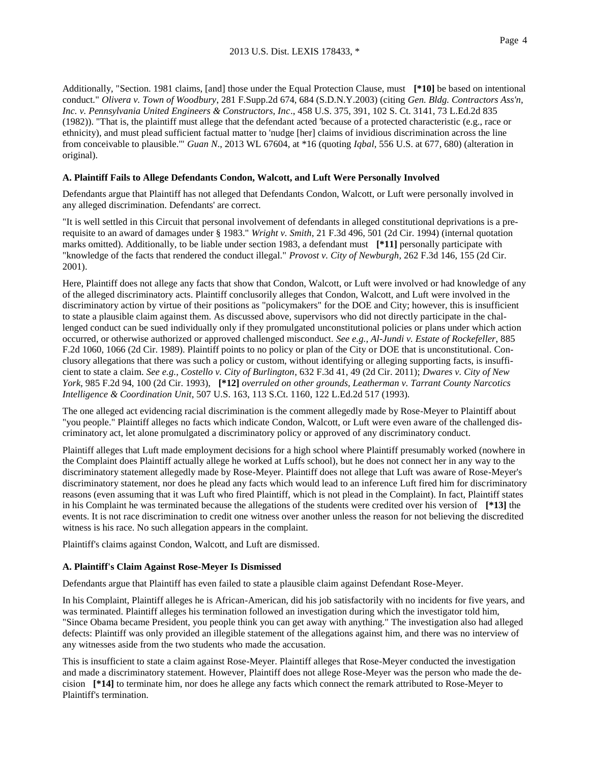Additionally, "Section. 1981 claims, [and] those under the Equal Protection Clause, must **[*10]** be based on intentional conduct." *Olivera v. Town of Woodbury*, 281 F.Supp.2d 674, 684 (S.D.N.Y.2003) (citing *Gen. Bldg. Contractors Ass'n, Inc. v. Pennsylvania United Engineers & Constructors, Inc*., 458 U.S. 375, 391, 102 S. Ct. 3141, 73 L.Ed.2d 835 (1982)). "That is, the plaintiff must allege that the defendant acted 'because of a protected characteristic (e.g., race or ethnicity), and must plead sufficient factual matter to 'nudge [her] claims of invidious discrimination across the line from conceivable to plausible.'" *Guan N*., 2013 WL 67604, at *16 (quoting *Iqbal*, 556 U.S. at 677, 680) (alteration in original).

### A. Plaintiff Fails to Allege Defendants Condon, Walcott, and Luft Were Personally Involved

Defendants argue that Plaintiff has not alleged that Defendants Condon, Walcott, or Luft were personally involved in any alleged discrimination. Defendants' are correct.

"It is well settled in this Circuit that personal involvement of defendants in alleged constitutional deprivations is a pre-requisite to an award of damages under § 1983." *Wright v. Smith*, 21 F.3d 496, 501 (2d Cir. 1994) (internal quotation marks omitted). Additionally, to be liable under section 1983, a defendant must **[*11]** personally participate with "knowledge of the facts that rendered the conduct illegal." *Provost v. City of Newburgh*, 262 F.3d 146, 155 (2d Cir. 2001).

Here, Plaintiff does not allege any facts that show that Condon, Walcott, or Luft were involved or had knowledge of any of the alleged discriminatory acts. Plaintiff conclusorily alleges that Condon, Walcott, and Luft were involved in the discriminatory action by virtue of their positions as "policymakers" for the DOE and City; however, this is insufficient to state a plausible claim against them. As discussed above, supervisors who did not directly participate in the challenged conduct can be sued individually only if they promulgated unconstitutional policies or plans under which action occurred, or otherwise authorized or approved challenged misconduct. *See e.g., Al-Jundi v. Estate of Rockefeller*, 885 F.2d 1060, 1066 (2d Cir. 1989). Plaintiff points to no policy or plan of the City or DOE that is unconstitutional. Conclusory allegations that there was such a policy or custom, without identifying or alleging supporting facts, is insufficient to state a claim. *See e.g., Costello v. City of Burlington*, 632 F.3d 41, 49 (2d Cir. 2011); *Dwares v. City of New York*, 985 F.2d 94, 100 (2d Cir. 1993), **[*12]** *overruled on other grounds, Leatherman v. Tarrant County Narcotics Intelligence & Coordination Unit*, 507 U.S. 163, 113 S.Ct. 1160, 122 L.Ed.2d 517 (1993).

The one alleged act evidencing racial discrimination is the comment allegedly made by Rose-Meyer to Plaintiff about "you people." Plaintiff alleges no facts which indicate Condon, Walcott, or Luft were even aware of the challenged discriminatory act, let alone promulgated a discriminatory policy or approved of any discriminatory conduct.

Plaintiff alleges that Luft made employment decisions for a high school where Plaintiff presumably worked (nowhere in the Complaint does Plaintiff actually allege he worked at Luffs school), but he does not connect her in any way to the discriminatory statement allegedly made by Rose-Meyer. Plaintiff does not allege that Luft was aware of Rose-Meyer's discriminatory statement, nor does he plead any facts which would lead to an inference Luft fired him for discriminatory reasons (even assuming that it was Luft who fired Plaintiff, which is not plead in the Complaint). In fact, Plaintiff states in his Complaint he was terminated because the allegations of the students were credited over his version of **[*13]** the events. It is not race discrimination to credit one witness over another unless the reason for not believing the discredited witness is his race. No such allegation appears in the complaint.

Plaintiff's claims against Condon, Walcott, and Luft are dismissed.

### A. Plaintiff's Claim Against Rose-Meyer Is Dismissed

Defendants argue that Plaintiff has even failed to state a plausible claim against Defendant Rose-Meyer.

In his Complaint, Plaintiff alleges he is African-American, did his job satisfactorily with no incidents for five years, and was terminated. Plaintiff alleges his termination followed an investigation during which the investigator told him, "Since Obama became President, you people think you can get away with anything." The investigation also had alleged defects: Plaintiff was only provided an illegible statement of the allegations against him, and there was no interview of any witnesses aside from the two students who made the accusation.

This is insufficient to state a claim against Rose-Meyer. Plaintiff alleges that Rose-Meyer conducted the investigation and made a discriminatory statement. However, Plaintiff does not allege Rose-Meyer was the person who made the decision **[*14]** to terminate him, nor does he allege any facts which connect the remark attributed to Rose-Meyer to Plaintiff's termination.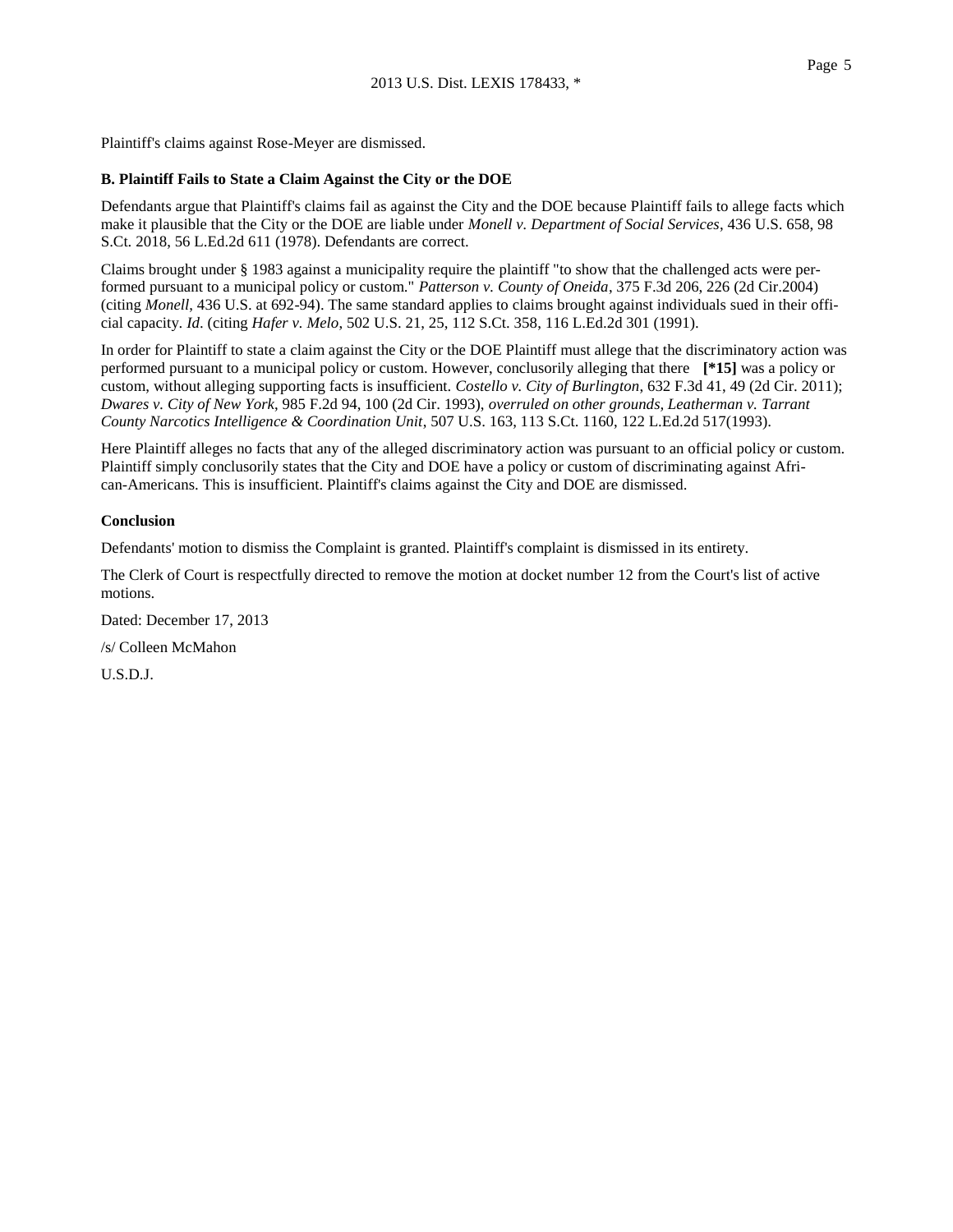Plaintiff's claims against Rose-Meyer are dismissed.

**B. Plaintiff Fails to State a Claim Against the City or the DOE**

Defendants argue that Plaintiff's claims fail as against the City and the DOE because Plaintiff fails to allege facts which make it plausible that the City or the DOE are liable under *Monell v. Department of Social Services*, 436 U.S. 658, 98 S.Ct. 2018, 56 L.Ed.2d 611 (1978). Defendants are correct.

Claims brought under § 1983 against a municipality require the plaintiff "to show that the challenged acts were performed pursuant to a municipal policy or custom." *Patterson v. County of Oneida*, 375 F.3d 206, 226 (2d Cir.2004) (citing *Monell*, 436 U.S. at 692-94). The same standard applies to claims brought against individuals sued in their official capacity. *Id*. (citing *Hafer v. Melo*, 502 U.S. 21, 25, 112 S.Ct. 358, 116 L.Ed.2d 301 (1991).

In order for Plaintiff to state a claim against the City or the DOE Plaintiff must allege that the discriminatory action was performed pursuant to a municipal policy or custom. However, conclusorily alleging that there **[*15]** was a policy or custom, without alleging supporting facts is insufficient. *Costello v. City of Burlington*, 632 F.3d 41, 49 (2d Cir. 2011); *Dwares v. City of New York*, 985 F.2d 94, 100 (2d Cir. 1993), *overruled on other grounds, Leatherman v. Tarrant County Narcotics Intelligence & Coordination Unit*, 507 U.S. 163, 113 S.Ct. 1160, 122 L.Ed.2d 517(1993).

Here Plaintiff alleges no facts that any of the alleged discriminatory action was pursuant to an official policy or custom. Plaintiff simply conclusorily states that the City and DOE have a policy or custom of discriminating against African-Americans. This is insufficient. Plaintiff's claims against the City and DOE are dismissed.

**Conclusion**

Defendants' motion to dismiss the Complaint is granted. Plaintiff's complaint is dismissed in its entirety.

The Clerk of Court is respectfully directed to remove the motion at docket number 12 from the Court's list of active motions.

Dated: December 17, 2013

/s/ Colleen McMahon

U.S.D.J.